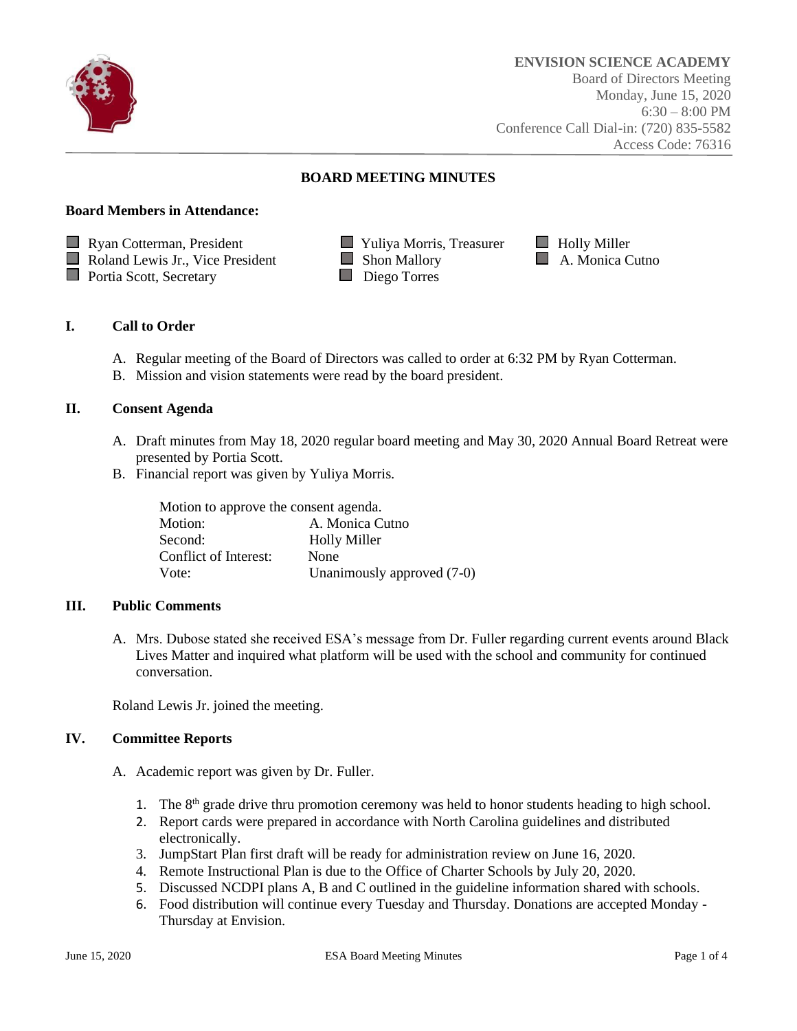**ENVISION SCIENCE ACADEMY**
Board of Directors Meeting
Monday, June 15, 2020
6:30 – 8:00 PM
Conference Call Dial-in: (720) 835-5582
Access Code: 76316

## BOARD MEETING MINUTES

**Board Members in Attendance:**

- ☐ Ryan Cotterman, President
- ☐ Roland Lewis Jr., Vice President
- ☐ Portia Scott, Secretary
- ☐ Yuliya Morris, Treasurer
- ☐ Shon Mallory
- ☐ Diego Torres
- ☐ Holly Miller
- ☐ A. Monica Cutno

### I. Call to Order

A. Regular meeting of the Board of Directors was called to order at 6:32 PM by Ryan Cotterman.
B. Mission and vision statements were read by the board president.

### II. Consent Agenda

A. Draft minutes from May 18, 2020 regular board meeting and May 30, 2020 Annual Board Retreat were presented by Portia Scott.
B. Financial report was given by Yuliya Morris.

Motion to approve the consent agenda.

| | |
|---|---|
| Motion: | A. Monica Cutno |
| Second: | Holly Miller |
| Conflict of Interest: | None |
| Vote: | Unanimously approved (7-0) |

### III. Public Comments

A. Mrs. Dubose stated she received ESA's message from Dr. Fuller regarding current events around Black Lives Matter and inquired what platform will be used with the school and community for continued conversation.

Roland Lewis Jr. joined the meeting.

### IV. Committee Reports

A. Academic report was given by Dr. Fuller.

1. The 8th grade drive thru promotion ceremony was held to honor students heading to high school.
2. Report cards were prepared in accordance with North Carolina guidelines and distributed electronically.
3. JumpStart Plan first draft will be ready for administration review on June 16, 2020.
4. Remote Instructional Plan is due to the Office of Charter Schools by July 20, 2020.
5. Discussed NCDPI plans A, B and C outlined in the guideline information shared with schools.
6. Food distribution will continue every Tuesday and Thursday. Donations are accepted Monday - Thursday at Envision.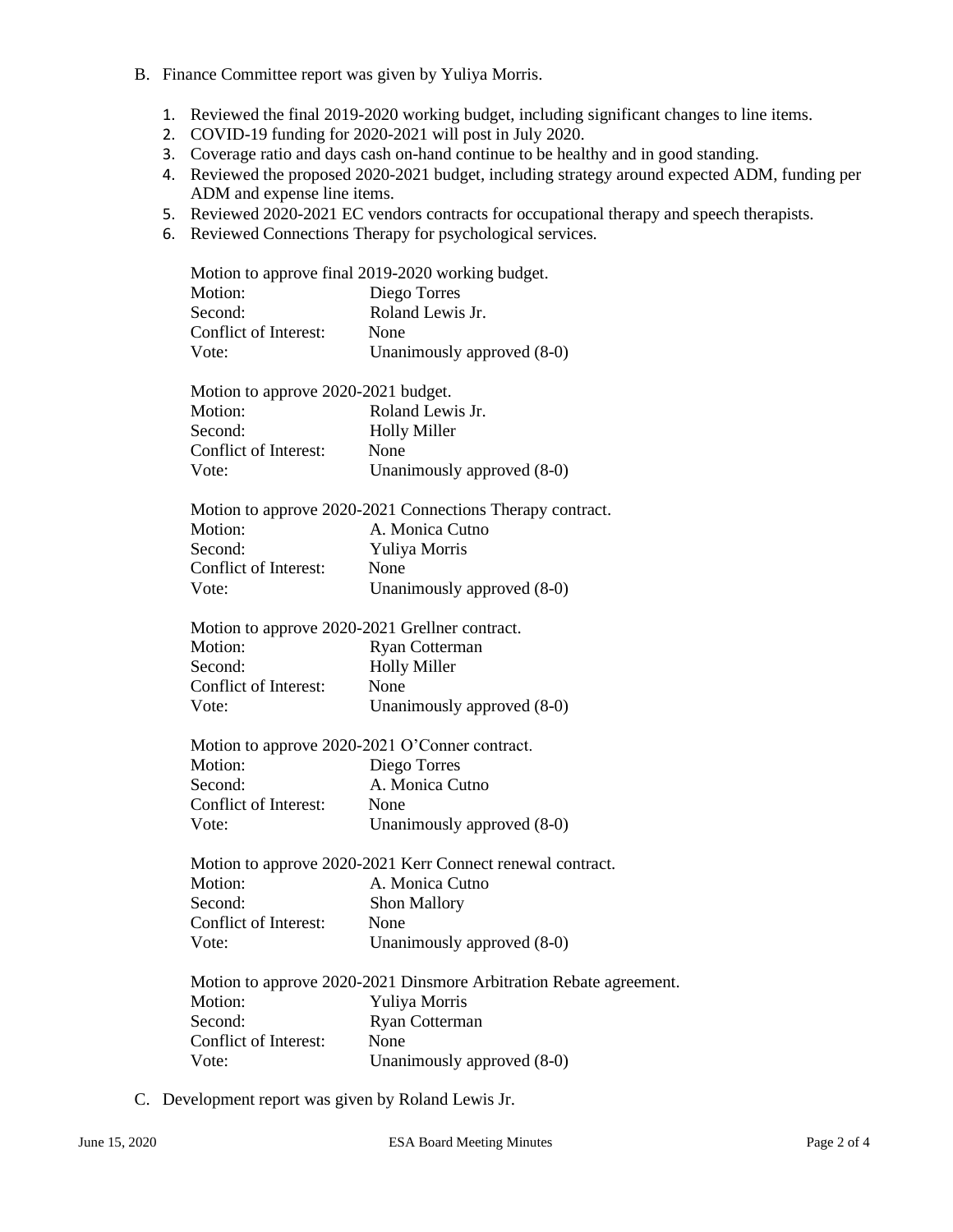B. Finance Committee report was given by Yuliya Morris.

1. Reviewed the final 2019-2020 working budget, including significant changes to line items.
2. COVID-19 funding for 2020-2021 will post in July 2020.
3. Coverage ratio and days cash on-hand continue to be healthy and in good standing.
4. Reviewed the proposed 2020-2021 budget, including strategy around expected ADM, funding per ADM and expense line items.
5. Reviewed 2020-2021 EC vendors contracts for occupational therapy and speech therapists.
6. Reviewed Connections Therapy for psychological services.

Motion to approve final 2019-2020 working budget.
Motion: Diego Torres
Second: Roland Lewis Jr.
Conflict of Interest: None
Vote: Unanimously approved (8-0)

Motion to approve 2020-2021 budget.
Motion: Roland Lewis Jr.
Second: Holly Miller
Conflict of Interest: None
Vote: Unanimously approved (8-0)

Motion to approve 2020-2021 Connections Therapy contract.
Motion: A. Monica Cutno
Second: Yuliya Morris
Conflict of Interest: None
Vote: Unanimously approved (8-0)

Motion to approve 2020-2021 Grellner contract.
Motion: Ryan Cotterman
Second: Holly Miller
Conflict of Interest: None
Vote: Unanimously approved (8-0)

Motion to approve 2020-2021 O'Conner contract.
Motion: Diego Torres
Second: A. Monica Cutno
Conflict of Interest: None
Vote: Unanimously approved (8-0)

Motion to approve 2020-2021 Kerr Connect renewal contract.
Motion: A. Monica Cutno
Second: Shon Mallory
Conflict of Interest: None
Vote: Unanimously approved (8-0)

Motion to approve 2020-2021 Dinsmore Arbitration Rebate agreement.
Motion: Yuliya Morris
Second: Ryan Cotterman
Conflict of Interest: None
Vote: Unanimously approved (8-0)

C. Development report was given by Roland Lewis Jr.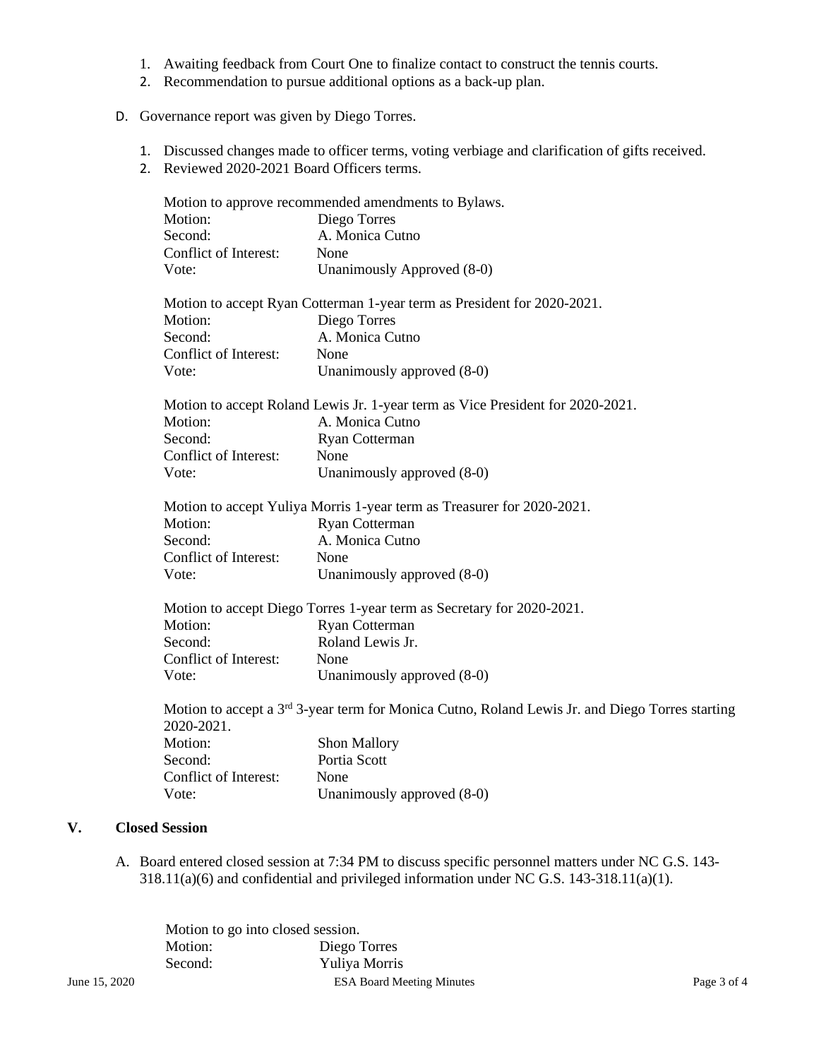1. Awaiting feedback from Court One to finalize contact to construct the tennis courts.
2. Recommendation to pursue additional options as a back-up plan.

D. Governance report was given by Diego Torres.

1. Discussed changes made to officer terms, voting verbiage and clarification of gifts received.
2. Reviewed 2020-2021 Board Officers terms.

Motion to approve recommended amendments to Bylaws.
Motion: Diego Torres
Second: A. Monica Cutno
Conflict of Interest: None
Vote: Unanimously Approved (8-0)

Motion to accept Ryan Cotterman 1-year term as President for 2020-2021.
Motion: Diego Torres
Second: A. Monica Cutno
Conflict of Interest: None
Vote: Unanimously approved (8-0)

Motion to accept Roland Lewis Jr. 1-year term as Vice President for 2020-2021.
Motion: A. Monica Cutno
Second: Ryan Cotterman
Conflict of Interest: None
Vote: Unanimously approved (8-0)

Motion to accept Yuliya Morris 1-year term as Treasurer for 2020-2021.
Motion: Ryan Cotterman
Second: A. Monica Cutno
Conflict of Interest: None
Vote: Unanimously approved (8-0)

Motion to accept Diego Torres 1-year term as Secretary for 2020-2021.
Motion: Ryan Cotterman
Second: Roland Lewis Jr.
Conflict of Interest: None
Vote: Unanimously approved (8-0)

Motion to accept a 3rd 3-year term for Monica Cutno, Roland Lewis Jr. and Diego Torres starting 2020-2021.
Motion: Shon Mallory
Second: Portia Scott
Conflict of Interest: None
Vote: Unanimously approved (8-0)

## V. Closed Session

A. Board entered closed session at 7:34 PM to discuss specific personnel matters under NC G.S. 143-318.11(a)(6) and confidential and privileged information under NC G.S. 143-318.11(a)(1).

Motion to go into closed session.
Motion: Diego Torres
Second: Yuliya Morris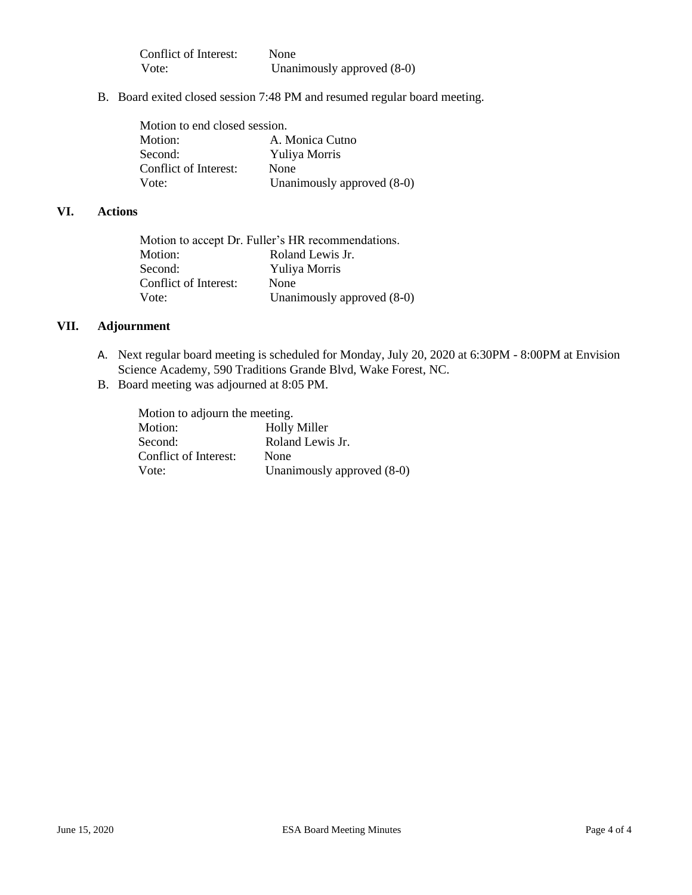Conflict of Interest: None
Vote: Unanimously approved (8-0)

B. Board exited closed session 7:48 PM and resumed regular board meeting.

Motion to end closed session.
Motion: A. Monica Cutno
Second: Yuliya Morris
Conflict of Interest: None
Vote: Unanimously approved (8-0)

## VI. Actions

Motion to accept Dr. Fuller's HR recommendations.
Motion: Roland Lewis Jr.
Second: Yuliya Morris
Conflict of Interest: None
Vote: Unanimously approved (8-0)

## VII. Adjournment

A. Next regular board meeting is scheduled for Monday, July 20, 2020 at 6:30PM - 8:00PM at Envision Science Academy, 590 Traditions Grande Blvd, Wake Forest, NC.
B. Board meeting was adjourned at 8:05 PM.

Motion to adjourn the meeting.
Motion: Holly Miller
Second: Roland Lewis Jr.
Conflict of Interest: None
Vote: Unanimously approved (8-0)